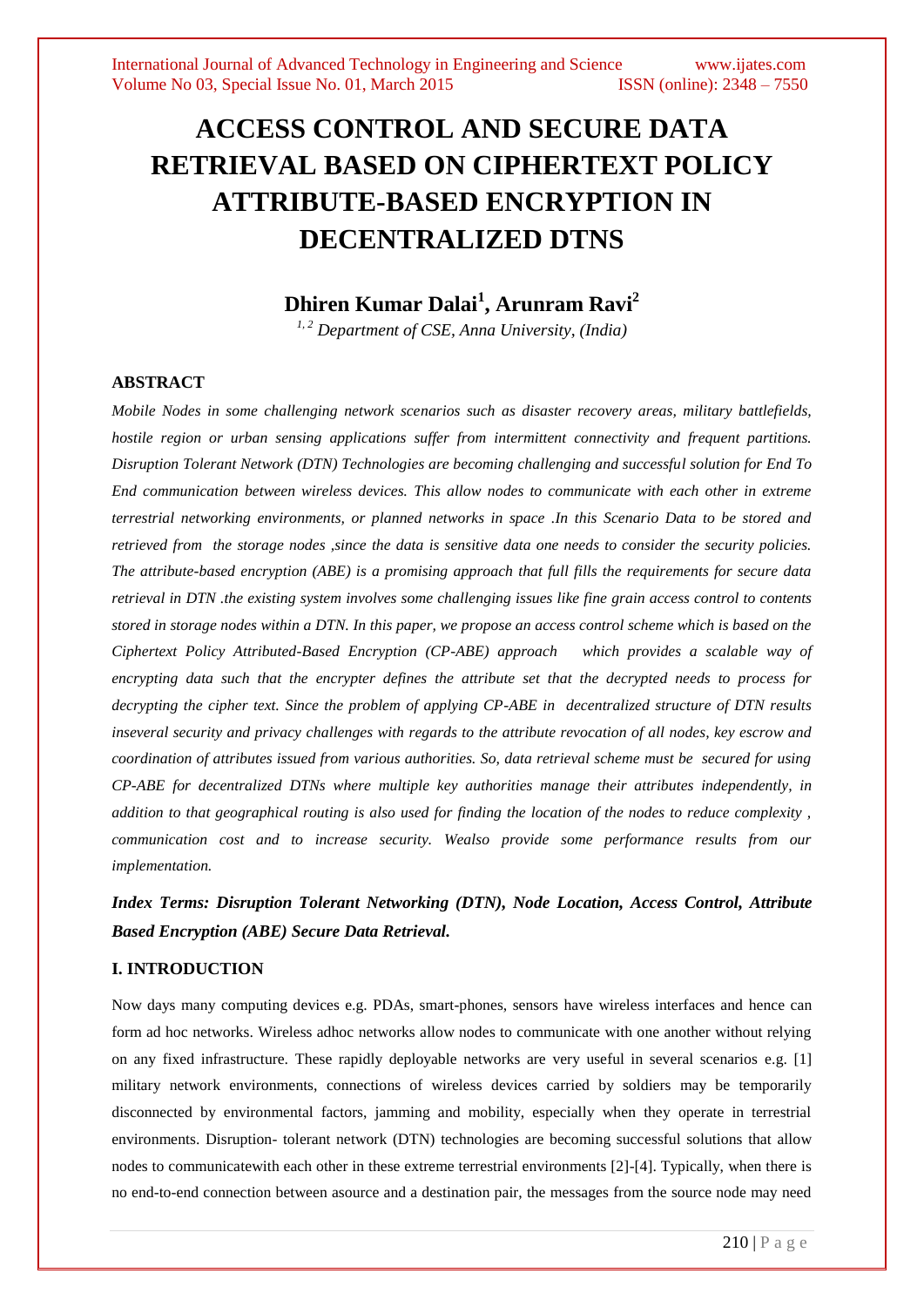# ACCESS CONTROL AND SECURE DATA RETRIEVAL BASED ON CIPHERTEXT POLICY ATTRIBUTE-BASED ENCRYPTION IN DECENTRALIZED DTNS

## Dhiren Kumar Dalai[1], Arunram Ravi[2]

*[1, 2] Department of CSE, Anna University, (India)*

### ABSTRACT

*Mobile Nodes in some challenging network scenarios such as disaster recovery areas, military battlefields, hostile region or urban sensing applications suffer from intermittent connectivity and frequent partitions. Disruption Tolerant Network (DTN) Technologies are becoming challenging and successful solution for End To End communication between wireless devices. This allow nodes to communicate with each other in extreme terrestrial networking environments, or planned networks in space .In this Scenario Data to be stored and retrieved from the storage nodes ,since the data is sensitive data one needs to consider the security policies. The attribute-based encryption (ABE) is a promising approach that full fills the requirements for secure data retrieval in DTN .the existing system involves some challenging issues like fine grain access control to contents stored in storage nodes within a DTN. In this paper, we propose an access control scheme which is based on the Ciphertext Policy Attributed-Based Encryption (CP-ABE) approach which provides a scalable way of encrypting data such that the encrypter defines the attribute set that the decrypted needs to process for decrypting the cipher text. Since the problem of applying CP-ABE in decentralized structure of DTN results inseveral security and privacy challenges with regards to the attribute revocation of all nodes, key escrow and coordination of attributes issued from various authorities. So, data retrieval scheme must be secured for using CP-ABE for decentralized DTNs where multiple key authorities manage their attributes independently, in addition to that geographical routing is also used for finding the location of the nodes to reduce complexity , communication cost and to increase security. Wealso provide some performance results from our implementation.*

***Index Terms: Disruption Tolerant Networking (DTN), Node Location, Access Control, Attribute Based Encryption (ABE) Secure Data Retrieval.***

### I. INTRODUCTION

Now days many computing devices e.g. PDAs, smart-phones, sensors have wireless interfaces and hence can form ad hoc networks. Wireless adhoc networks allow nodes to communicate with one another without relying on any fixed infrastructure. These rapidly deployable networks are very useful in several scenarios e.g. [1] military network environments, connections of wireless devices carried by soldiers may be temporarily disconnected by environmental factors, jamming and mobility, especially when they operate in terrestrial environments. Disruption- tolerant network (DTN) technologies are becoming successful solutions that allow nodes to communicatewith each other in these extreme terrestrial environments [2]-[4]. Typically, when there is no end-to-end connection between asource and a destination pair, the messages from the source node may need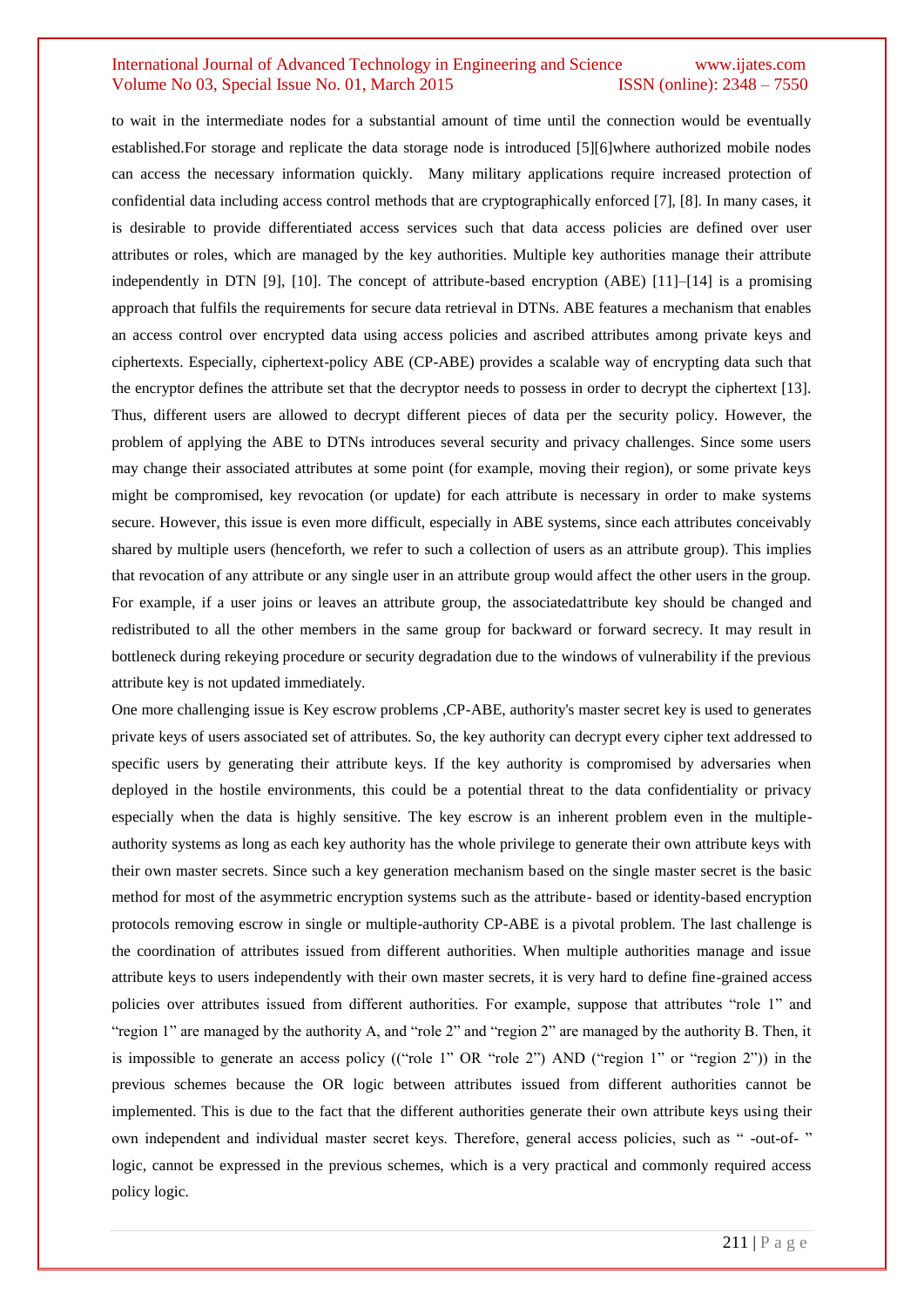to wait in the intermediate nodes for a substantial amount of time until the connection would be eventually established.For storage and replicate the data storage node is introduced [5][6]where authorized mobile nodes can access the necessary information quickly. Many military applications require increased protection of confidential data including access control methods that are cryptographically enforced [7], [8]. In many cases, it is desirable to provide differentiated access services such that data access policies are defined over user attributes or roles, which are managed by the key authorities. Multiple key authorities manage their attribute independently in DTN [9], [10]. The concept of attribute-based encryption (ABE) [11]–[14] is a promising approach that fulfils the requirements for secure data retrieval in DTNs. ABE features a mechanism that enables an access control over encrypted data using access policies and ascribed attributes among private keys and ciphertexts. Especially, ciphertext-policy ABE (CP-ABE) provides a scalable way of encrypting data such that the encryptor defines the attribute set that the decryptor needs to possess in order to decrypt the ciphertext [13]. Thus, different users are allowed to decrypt different pieces of data per the security policy. However, the problem of applying the ABE to DTNs introduces several security and privacy challenges. Since some users may change their associated attributes at some point (for example, moving their region), or some private keys might be compromised, key revocation (or update) for each attribute is necessary in order to make systems secure. However, this issue is even more difficult, especially in ABE systems, since each attributes conceivably shared by multiple users (henceforth, we refer to such a collection of users as an attribute group). This implies that revocation of any attribute or any single user in an attribute group would affect the other users in the group. For example, if a user joins or leaves an attribute group, the associatedattribute key should be changed and redistributed to all the other members in the same group for backward or forward secrecy. It may result in bottleneck during rekeying procedure or security degradation due to the windows of vulnerability if the previous attribute key is not updated immediately.

One more challenging issue is Key escrow problems ,CP-ABE, authority's master secret key is used to generates private keys of users associated set of attributes. So, the key authority can decrypt every cipher text addressed to specific users by generating their attribute keys. If the key authority is compromised by adversaries when deployed in the hostile environments, this could be a potential threat to the data confidentiality or privacy especially when the data is highly sensitive. The key escrow is an inherent problem even in the multiple-authority systems as long as each key authority has the whole privilege to generate their own attribute keys with their own master secrets. Since such a key generation mechanism based on the single master secret is the basic method for most of the asymmetric encryption systems such as the attribute- based or identity-based encryption protocols removing escrow in single or multiple-authority CP-ABE is a pivotal problem. The last challenge is the coordination of attributes issued from different authorities. When multiple authorities manage and issue attribute keys to users independently with their own master secrets, it is very hard to define fine-grained access policies over attributes issued from different authorities. For example, suppose that attributes "role 1" and "region 1" are managed by the authority A, and "role 2" and "region 2" are managed by the authority B. Then, it is impossible to generate an access policy (("role 1" OR "role 2") AND ("region 1" or "region 2")) in the previous schemes because the OR logic between attributes issued from different authorities cannot be implemented. This is due to the fact that the different authorities generate their own attribute keys using their own independent and individual master secret keys. Therefore, general access policies, such as " -out-of- " logic, cannot be expressed in the previous schemes, which is a very practical and commonly required access policy logic.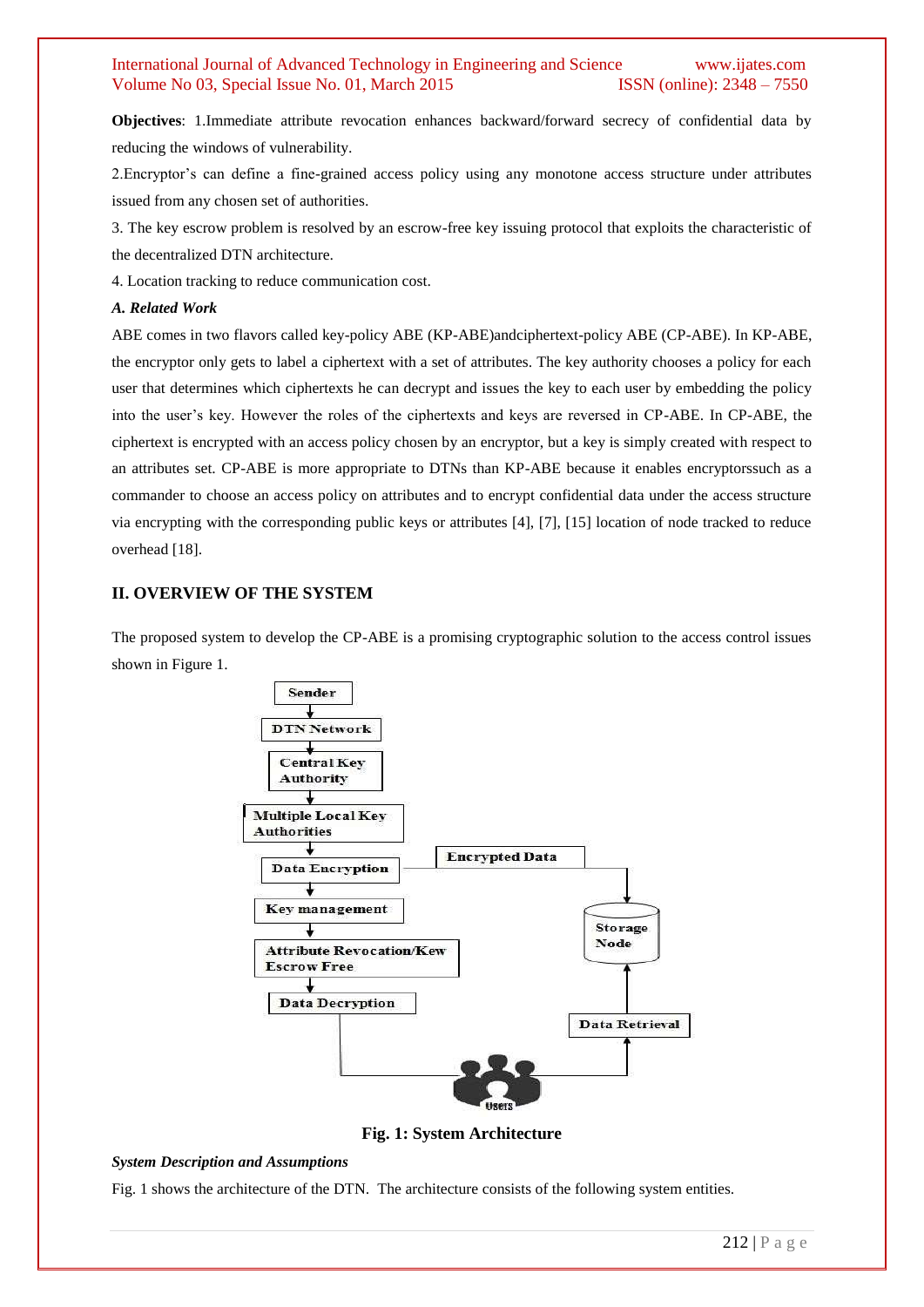**Objectives**: 1.Immediate attribute revocation enhances backward/forward secrecy of confidential data by reducing the windows of vulnerability.

2.Encryptor's can define a fine-grained access policy using any monotone access structure under attributes issued from any chosen set of authorities.

3. The key escrow problem is resolved by an escrow-free key issuing protocol that exploits the characteristic of the decentralized DTN architecture.

4. Location tracking to reduce communication cost.

### *A. Related Work*

ABE comes in two flavors called key-policy ABE (KP-ABE)andciphertext-policy ABE (CP-ABE). In KP-ABE, the encryptor only gets to label a ciphertext with a set of attributes. The key authority chooses a policy for each user that determines which ciphertexts he can decrypt and issues the key to each user by embedding the policy into the user's key. However the roles of the ciphertexts and keys are reversed in CP-ABE. In CP-ABE, the ciphertext is encrypted with an access policy chosen by an encryptor, but a key is simply created with respect to an attributes set. CP-ABE is more appropriate to DTNs than KP-ABE because it enables encryptorssuch as a commander to choose an access policy on attributes and to encrypt confidential data under the access structure via encrypting with the corresponding public keys or attributes [4], [7], [15] location of node tracked to reduce overhead [18].

## II. OVERVIEW OF THE SYSTEM

The proposed system to develop the CP-ABE is a promising cryptographic solution to the access control issues shown in Figure 1.

Sender → DTN Network → Central Key Authority → Multiple Local Key Authorities → Data Encryption → Key management → Attribute Revocation/Kew Escrow Free → Data Decryption

Encrypted Data → Storage Node ← Data Retrieval ← Users

**Fig. 1: System Architecture**

### *System Description and Assumptions*

Fig. 1 shows the architecture of the DTN. The architecture consists of the following system entities.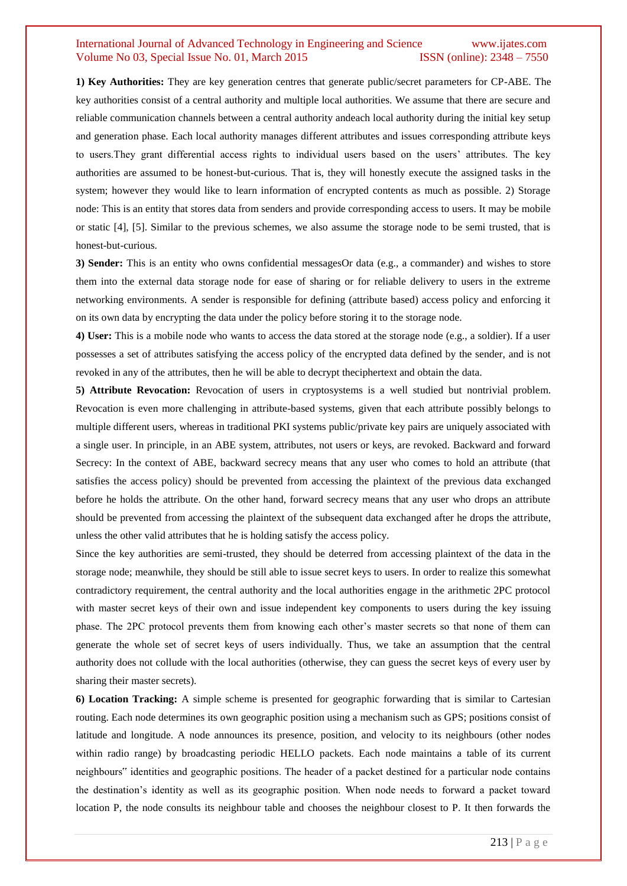**1) Key Authorities:** They are key generation centres that generate public/secret parameters for CP-ABE. The key authorities consist of a central authority and multiple local authorities. We assume that there are secure and reliable communication channels between a central authority andeach local authority during the initial key setup and generation phase. Each local authority manages different attributes and issues corresponding attribute keys to users.They grant differential access rights to individual users based on the users' attributes. The key authorities are assumed to be honest-but-curious. That is, they will honestly execute the assigned tasks in the system; however they would like to learn information of encrypted contents as much as possible. 2) Storage node: This is an entity that stores data from senders and provide corresponding access to users. It may be mobile or static [4], [5]. Similar to the previous schemes, we also assume the storage node to be semi trusted, that is honest-but-curious.

**3) Sender:** This is an entity who owns confidential messagesOr data (e.g., a commander) and wishes to store them into the external data storage node for ease of sharing or for reliable delivery to users in the extreme networking environments. A sender is responsible for defining (attribute based) access policy and enforcing it on its own data by encrypting the data under the policy before storing it to the storage node.

**4) User:** This is a mobile node who wants to access the data stored at the storage node (e.g., a soldier). If a user possesses a set of attributes satisfying the access policy of the encrypted data defined by the sender, and is not revoked in any of the attributes, then he will be able to decrypt theciphertext and obtain the data.

**5) Attribute Revocation:** Revocation of users in cryptosystems is a well studied but nontrivial problem. Revocation is even more challenging in attribute-based systems, given that each attribute possibly belongs to multiple different users, whereas in traditional PKI systems public/private key pairs are uniquely associated with a single user. In principle, in an ABE system, attributes, not users or keys, are revoked. Backward and forward Secrecy: In the context of ABE, backward secrecy means that any user who comes to hold an attribute (that satisfies the access policy) should be prevented from accessing the plaintext of the previous data exchanged before he holds the attribute. On the other hand, forward secrecy means that any user who drops an attribute should be prevented from accessing the plaintext of the subsequent data exchanged after he drops the attribute, unless the other valid attributes that he is holding satisfy the access policy.

Since the key authorities are semi-trusted, they should be deterred from accessing plaintext of the data in the storage node; meanwhile, they should be still able to issue secret keys to users. In order to realize this somewhat contradictory requirement, the central authority and the local authorities engage in the arithmetic 2PC protocol with master secret keys of their own and issue independent key components to users during the key issuing phase. The 2PC protocol prevents them from knowing each other's master secrets so that none of them can generate the whole set of secret keys of users individually. Thus, we take an assumption that the central authority does not collude with the local authorities (otherwise, they can guess the secret keys of every user by sharing their master secrets).

**6) Location Tracking:** A simple scheme is presented for geographic forwarding that is similar to Cartesian routing. Each node determines its own geographic position using a mechanism such as GPS; positions consist of latitude and longitude. A node announces its presence, position, and velocity to its neighbours (other nodes within radio range) by broadcasting periodic HELLO packets. Each node maintains a table of its current neighbours" identities and geographic positions. The header of a packet destined for a particular node contains the destination's identity as well as its geographic position. When node needs to forward a packet toward location P, the node consults its neighbour table and chooses the neighbour closest to P. It then forwards the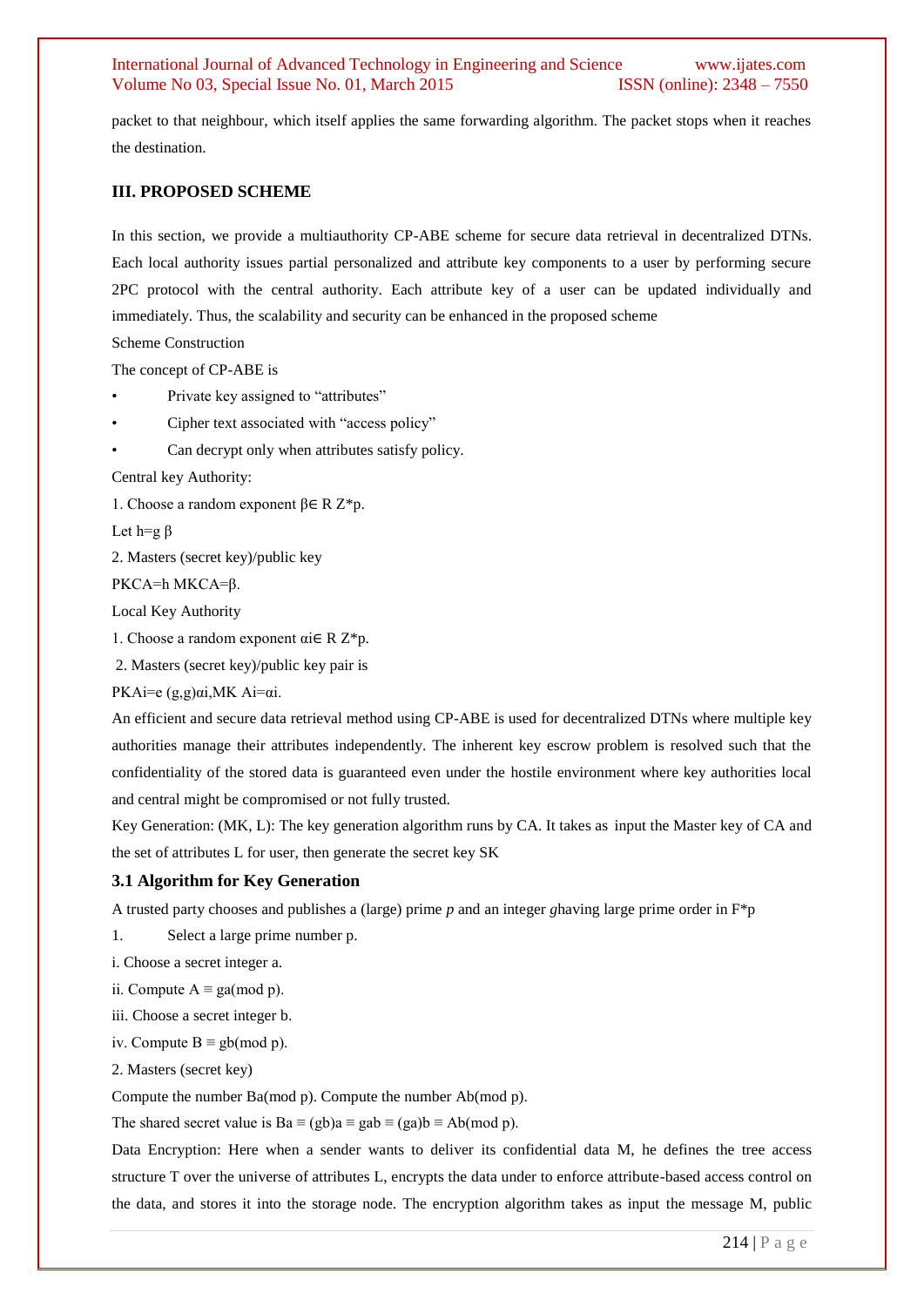packet to that neighbour, which itself applies the same forwarding algorithm. The packet stops when it reaches the destination.

## III. PROPOSED SCHEME

In this section, we provide a multiauthority CP-ABE scheme for secure data retrieval in decentralized DTNs. Each local authority issues partial personalized and attribute key components to a user by performing secure 2PC protocol with the central authority. Each attribute key of a user can be updated individually and immediately. Thus, the scalability and security can be enhanced in the proposed scheme

Scheme Construction

The concept of CP-ABE is

- Private key assigned to "attributes"
- Cipher text associated with "access policy"
- Can decrypt only when attributes satisfy policy.

Central key Authority:

1. Choose a random exponent $\beta \in R\ Z^*p$.

Let $h=g^\beta$

2. Masters (secret key)/public key

$PKCA=h$ $MKCA=\beta$.

Local Key Authority

1. Choose a random exponent $\alpha i \in R\ Z^*p$.

2. Masters (secret key)/public key pair is

$PKAi=e(g,g)^{\alpha i}$, $MK\ Ai=\alpha i$.

An efficient and secure data retrieval method using CP-ABE is used for decentralized DTNs where multiple key authorities manage their attributes independently. The inherent key escrow problem is resolved such that the confidentiality of the stored data is guaranteed even under the hostile environment where key authorities local and central might be compromised or not fully trusted.

Key Generation: (MK, L): The key generation algorithm runs by CA. It takes as input the Master key of CA and the set of attributes L for user, then generate the secret key SK

### 3.1 Algorithm for Key Generation

A trusted party chooses and publishes a (large) prime *p* and an integer *g*having large prime order in F*p

1. Select a large prime number p.

i. Choose a secret integer a.

ii. Compute $A \equiv g^a \pmod p$.

iii. Choose a secret integer b.

iv. Compute $B \equiv g^b \pmod p$.

2. Masters (secret key)

Compute the number $B^a \pmod p$. Compute the number $A^b \pmod p$.

The shared secret value is $B^a \equiv (g^b)^a \equiv g^{ab} \equiv (g^a)^b \equiv A^b \pmod p$.

Data Encryption: Here when a sender wants to deliver its confidential data M, he defines the tree access structure T over the universe of attributes L, encrypts the data under to enforce attribute-based access control on the data, and stores it into the storage node. The encryption algorithm takes as input the message M, public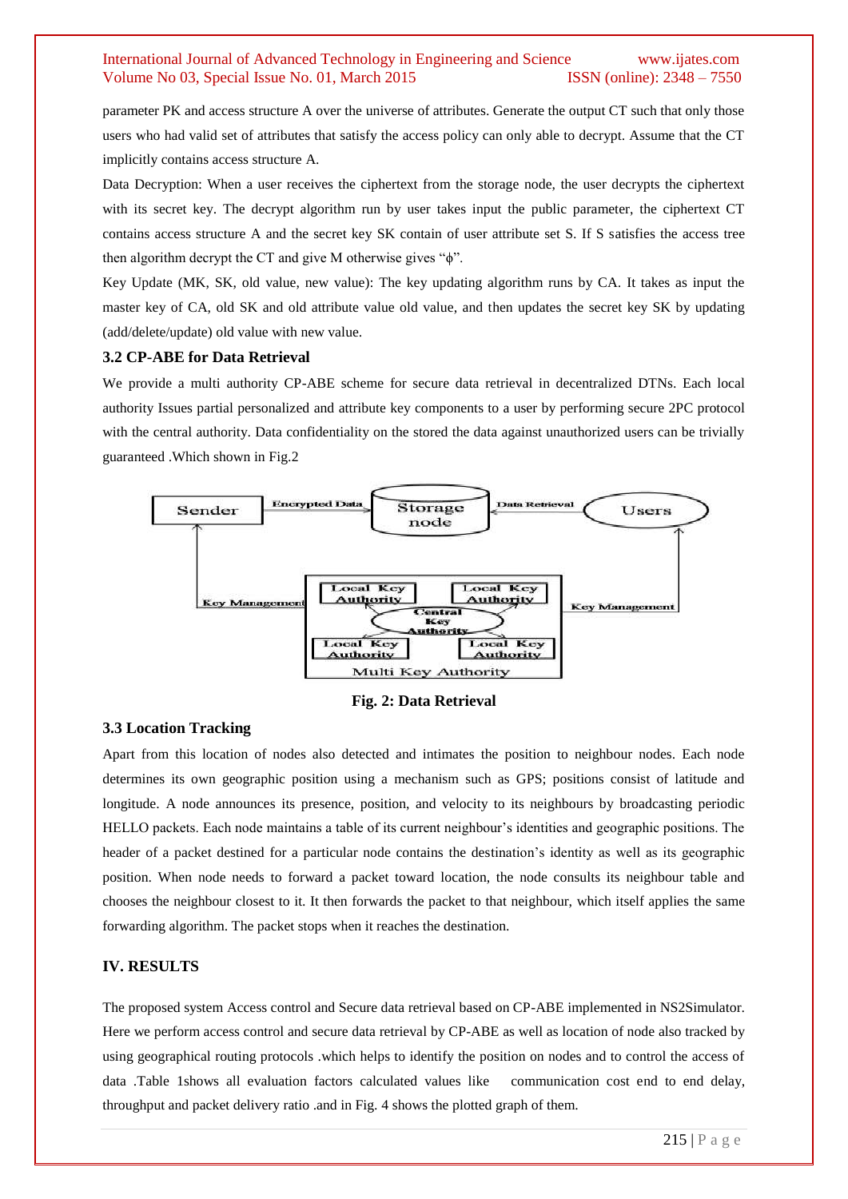parameter PK and access structure A over the universe of attributes. Generate the output CT such that only those users who had valid set of attributes that satisfy the access policy can only able to decrypt. Assume that the CT implicitly contains access structure A.

Data Decryption: When a user receives the ciphertext from the storage node, the user decrypts the ciphertext with its secret key. The decrypt algorithm run by user takes input the public parameter, the ciphertext CT contains access structure A and the secret key SK contain of user attribute set S. If S satisfies the access tree then algorithm decrypt the CT and give M otherwise gives "ϕ".

Key Update (MK, SK, old value, new value): The key updating algorithm runs by CA. It takes as input the master key of CA, old SK and old attribute value old value, and then updates the secret key SK by updating (add/delete/update) old value with new value.

### 3.2 CP-ABE for Data Retrieval

We provide a multi authority CP-ABE scheme for secure data retrieval in decentralized DTNs. Each local authority Issues partial personalized and attribute key components to a user by performing secure 2PC protocol with the central authority. Data confidentiality on the stored the data against unauthorized users can be trivially guaranteed .Which shown in Fig.2

Sender — Encrypted Data → Storage node ← Data Retrieval — Users

Key Management — Multi Key Authority (Local Key Authority, Local Key Authority, Central Key Authority, Local Key Authority, Local Key Authority) — Key Management

**Fig. 2: Data Retrieval**

### 3.3 Location Tracking

Apart from this location of nodes also detected and intimates the position to neighbour nodes. Each node determines its own geographic position using a mechanism such as GPS; positions consist of latitude and longitude. A node announces its presence, position, and velocity to its neighbours by broadcasting periodic HELLO packets. Each node maintains a table of its current neighbour's identities and geographic positions. The header of a packet destined for a particular node contains the destination's identity as well as its geographic position. When node needs to forward a packet toward location, the node consults its neighbour table and chooses the neighbour closest to it. It then forwards the packet to that neighbour, which itself applies the same forwarding algorithm. The packet stops when it reaches the destination.

## IV. RESULTS

The proposed system Access control and Secure data retrieval based on CP-ABE implemented in NS2Simulator. Here we perform access control and secure data retrieval by CP-ABE as well as location of node also tracked by using geographical routing protocols .which helps to identify the position on nodes and to control the access of data .Table 1shows all evaluation factors calculated values like communication cost end to end delay, throughput and packet delivery ratio .and in Fig. 4 shows the plotted graph of them.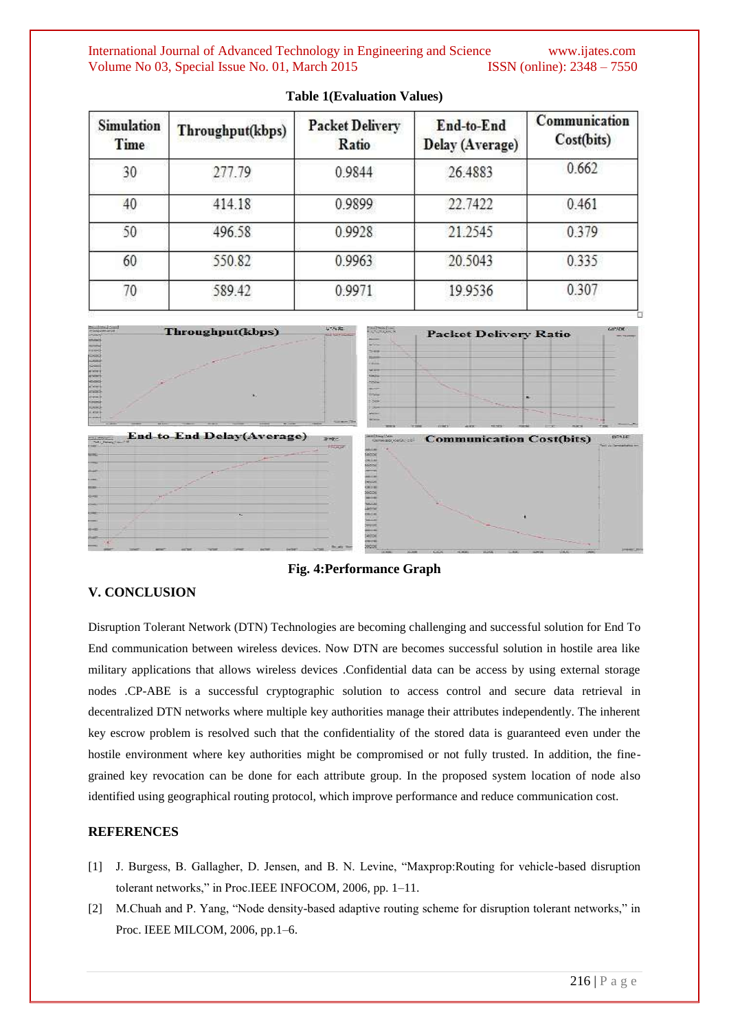**Table 1(Evaluation Values)**

| Simulation Time | Throughput(kbps) | Packet Delivery Ratio | End-to-End Delay (Average) | Communication Cost(bits) |
|---|---|---|---|---|
| 30 | 277.79 | 0.9844 | 26.4883 | 0.662 |
| 40 | 414.18 | 0.9899 | 22.7422 | 0.461 |
| 50 | 496.58 | 0.9928 | 21.2545 | 0.379 |
| 60 | 550.82 | 0.9963 | 20.5043 | 0.335 |
| 70 | 589.42 | 0.9971 | 19.9536 | 0.307 |

**Fig. 4:Performance Graph**

## V. CONCLUSION

Disruption Tolerant Network (DTN) Technologies are becoming challenging and successful solution for End To End communication between wireless devices. Now DTN are becomes successful solution in hostile area like military applications that allows wireless devices .Confidential data can be access by using external storage nodes .CP-ABE is a successful cryptographic solution to access control and secure data retrieval in decentralized DTN networks where multiple key authorities manage their attributes independently. The inherent key escrow problem is resolved such that the confidentiality of the stored data is guaranteed even under the hostile environment where key authorities might be compromised or not fully trusted. In addition, the fine-grained key revocation can be done for each attribute group. In the proposed system location of node also identified using geographical routing protocol, which improve performance and reduce communication cost.

## REFERENCES

[1] J. Burgess, B. Gallagher, D. Jensen, and B. N. Levine, "Maxprop:Routing for vehicle-based disruption tolerant networks," in Proc.IEEE INFOCOM, 2006, pp. 1–11.

[2] M.Chuah and P. Yang, "Node density-based adaptive routing scheme for disruption tolerant networks," in Proc. IEEE MILCOM, 2006, pp.1–6.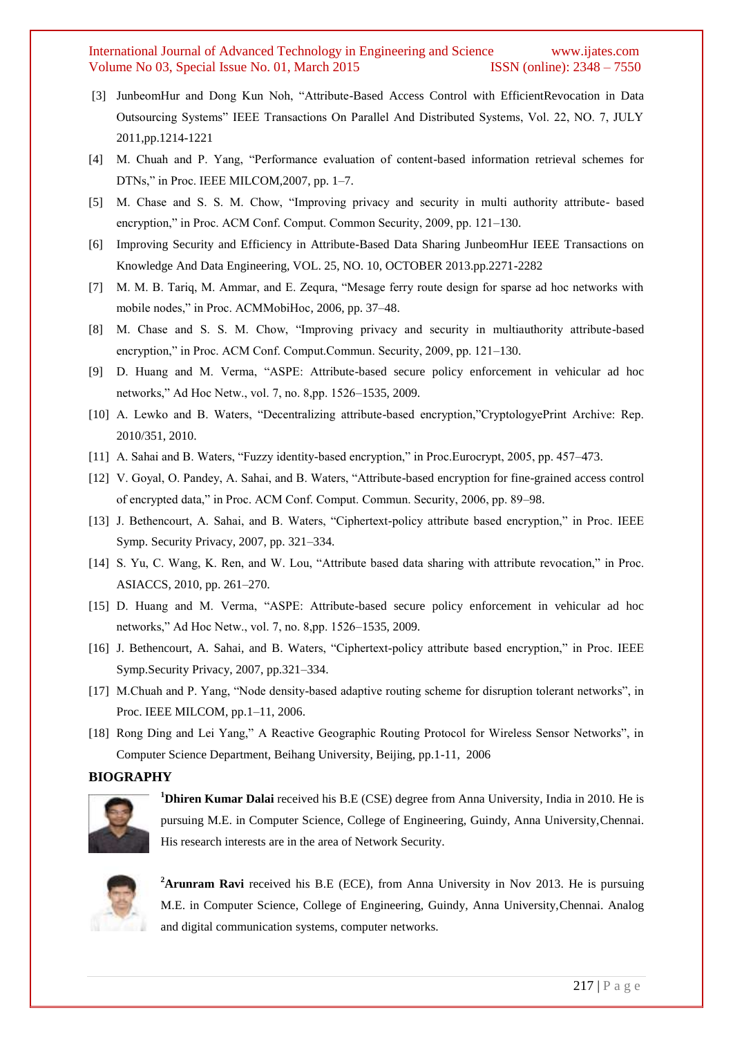[3] JunbeomHur and Dong Kun Noh, "Attribute-Based Access Control with EfficientRevocation in Data Outsourcing Systems" IEEE Transactions On Parallel And Distributed Systems, Vol. 22, NO. 7, JULY 2011,pp.1214-1221

[4] M. Chuah and P. Yang, "Performance evaluation of content-based information retrieval schemes for DTNs," in Proc. IEEE MILCOM,2007, pp. 1–7.

[5] M. Chase and S. S. M. Chow, "Improving privacy and security in multi authority attribute- based encryption," in Proc. ACM Conf. Comput. Common Security, 2009, pp. 121–130.

[6] Improving Security and Efficiency in Attribute-Based Data Sharing JunbeomHur IEEE Transactions on Knowledge And Data Engineering, VOL. 25, NO. 10, OCTOBER 2013.pp.2271-2282

[7] M. M. B. Tariq, M. Ammar, and E. Zequra, "Mesage ferry route design for sparse ad hoc networks with mobile nodes," in Proc. ACMMobiHoc, 2006, pp. 37–48.

[8] M. Chase and S. S. M. Chow, "Improving privacy and security in multiauthority attribute-based encryption," in Proc. ACM Conf. Comput.Commun. Security, 2009, pp. 121–130.

[9] D. Huang and M. Verma, "ASPE: Attribute-based secure policy enforcement in vehicular ad hoc networks," Ad Hoc Netw., vol. 7, no. 8,pp. 1526–1535, 2009.

[10] A. Lewko and B. Waters, "Decentralizing attribute-based encryption,"CryptologyePrint Archive: Rep. 2010/351, 2010.

[11] A. Sahai and B. Waters, "Fuzzy identity-based encryption," in Proc.Eurocrypt, 2005, pp. 457–473.

[12] V. Goyal, O. Pandey, A. Sahai, and B. Waters, "Attribute-based encryption for fine-grained access control of encrypted data," in Proc. ACM Conf. Comput. Commun. Security, 2006, pp. 89–98.

[13] J. Bethencourt, A. Sahai, and B. Waters, "Ciphertext-policy attribute based encryption," in Proc. IEEE Symp. Security Privacy, 2007, pp. 321–334.

[14] S. Yu, C. Wang, K. Ren, and W. Lou, "Attribute based data sharing with attribute revocation," in Proc. ASIACCS, 2010, pp. 261–270.

[15] D. Huang and M. Verma, "ASPE: Attribute-based secure policy enforcement in vehicular ad hoc networks," Ad Hoc Netw., vol. 7, no. 8,pp. 1526–1535, 2009.

[16] J. Bethencourt, A. Sahai, and B. Waters, "Ciphertext-policy attribute based encryption," in Proc. IEEE Symp.Security Privacy, 2007, pp.321–334.

[17] M.Chuah and P. Yang, "Node density-based adaptive routing scheme for disruption tolerant networks", in Proc. IEEE MILCOM, pp.1–11, 2006.

[18] Rong Ding and Lei Yang," A Reactive Geographic Routing Protocol for Wireless Sensor Networks", in Computer Science Department, Beihang University, Beijing, pp.1-11, 2006

## BIOGRAPHY

[1]**Dhiren Kumar Dalai** received his B.E (CSE) degree from Anna University, India in 2010. He is pursuing M.E. in Computer Science, College of Engineering, Guindy, Anna University,Chennai. His research interests are in the area of Network Security.

[2]**Arunram Ravi** received his B.E (ECE), from Anna University in Nov 2013. He is pursuing M.E. in Computer Science, College of Engineering, Guindy, Anna University,Chennai. Analog and digital communication systems, computer networks.